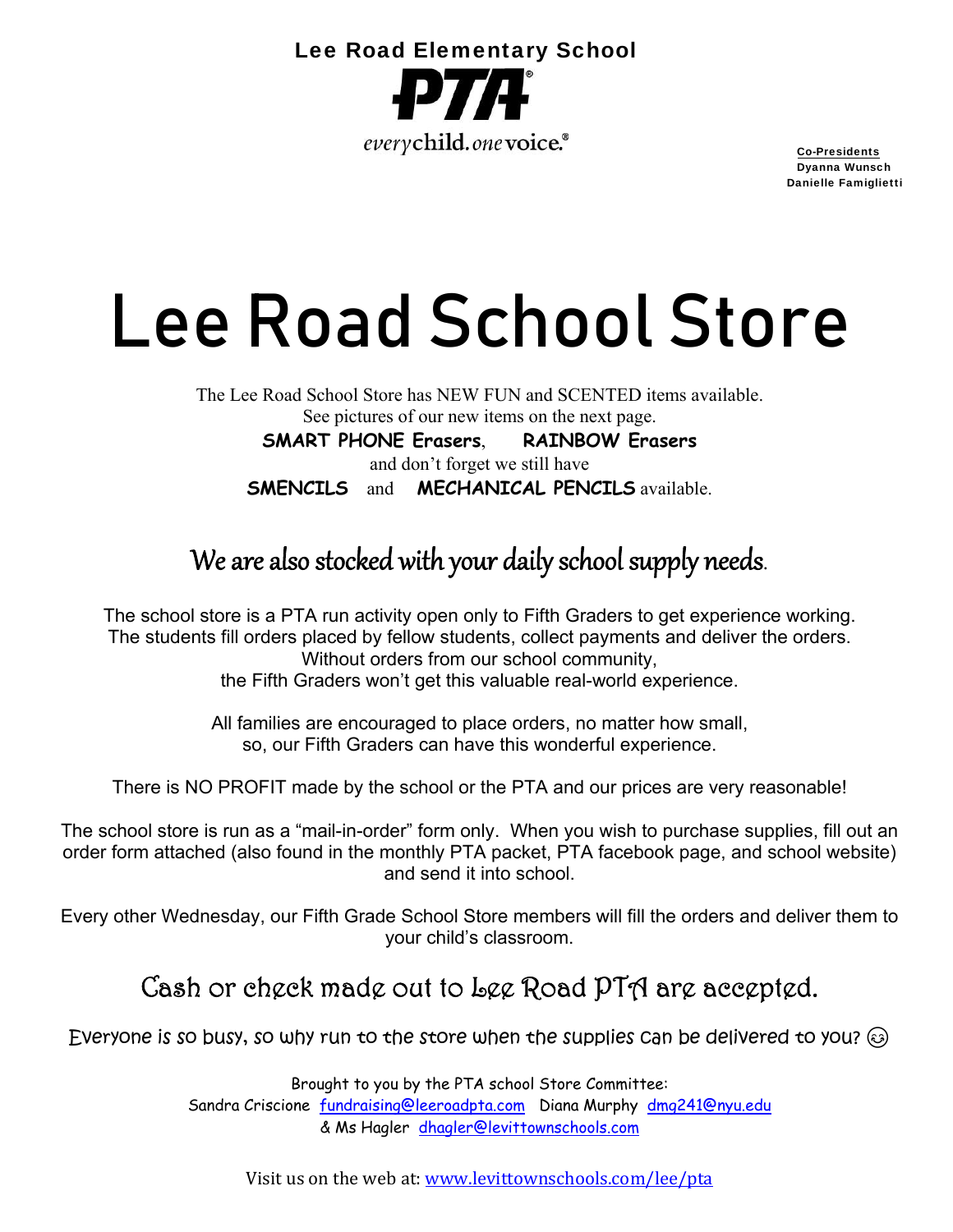**Lee Road Elementary School**

**PTA®**

*every*child. *one* voice.®

**Co-Presidents**
**Dyanna Wunsch**
**Danielle Famiglietti**

# Lee Road School Store

The Lee Road School Store has NEW FUN and SCENTED items available.
See pictures of our new items on the next page.

**SMART PHONE Erasers**, **RAINBOW Erasers**

and don't forget we still have

**SMENCILS** and **MECHANICAL PENCILS** available.

## *We are also stocked with your daily school supply needs.*

The school store is a PTA run activity open only to Fifth Graders to get experience working. The students fill orders placed by fellow students, collect payments and deliver the orders. Without orders from our school community, the Fifth Graders won't get this valuable real-world experience.

All families are encouraged to place orders, no matter how small, so, our Fifth Graders can have this wonderful experience.

There is NO PROFIT made by the school or the PTA and our prices are very reasonable!

The school store is run as a "mail-in-order" form only. When you wish to purchase supplies, fill out an order form attached (also found in the monthly PTA packet, PTA facebook page, and school website) and send it into school.

Every other Wednesday, our Fifth Grade School Store members will fill the orders and deliver them to your child's classroom.

## Cash or check made out to Lee Road PTA are accepted.

Everyone is so busy, so why run to the store when the supplies can be delivered to you? ☺

Brought to you by the PTA school Store Committee:
Sandra Criscione fundraising@leeroadpta.com Diana Murphy dmg241@nyu.edu
& Ms Hagler dhagler@levittownschools.com

Visit us on the web at: www.levittownschools.com/lee/pta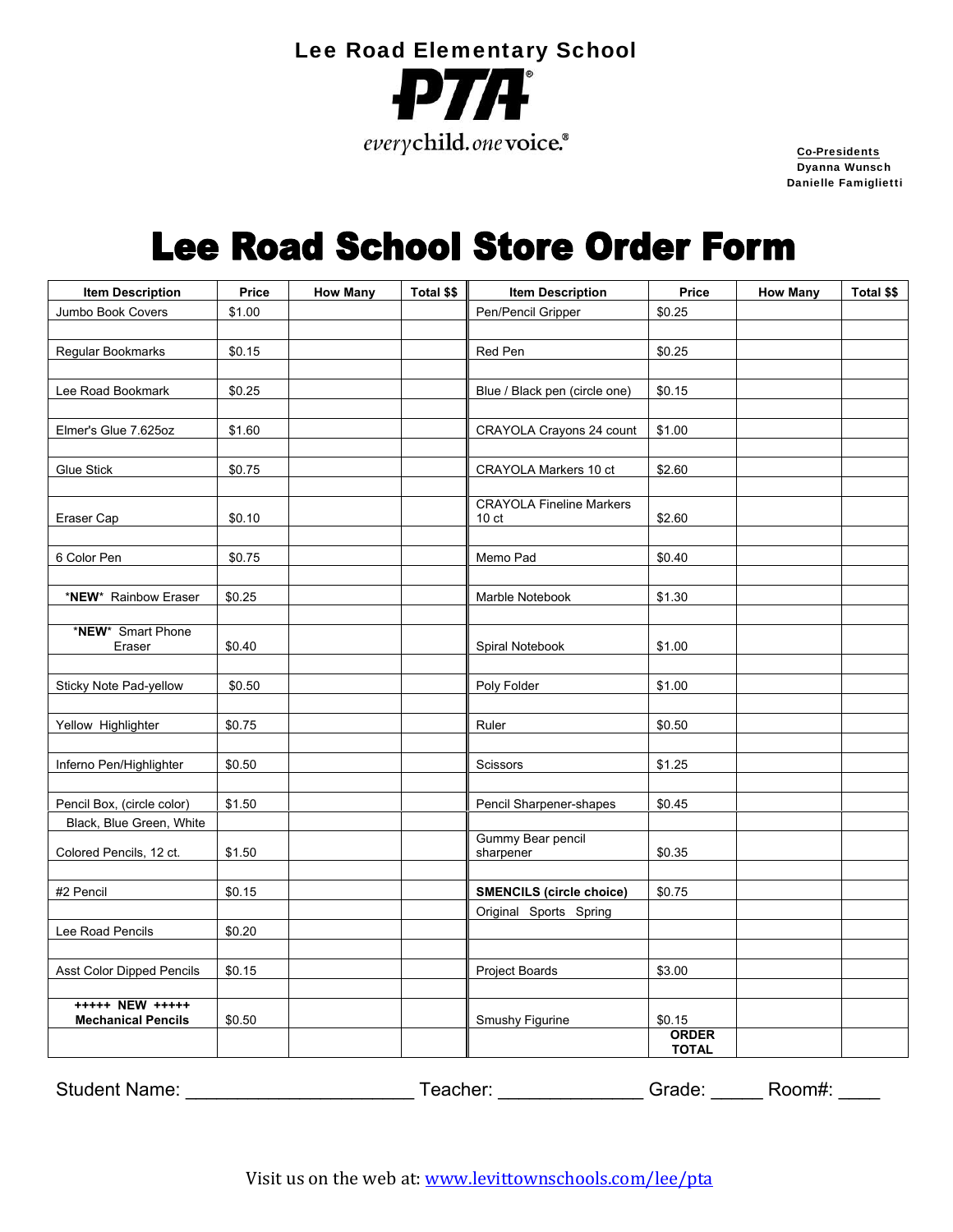**Lee Road Elementary School**

**PTA**

everychild.onevoice.

**Co-Presidents**
**Dyanna Wunsch**
**Danielle Famiglietti**

# Lee Road School Store Order Form

| Item Description | Price | How Many | Total $$ | Item Description | Price | How Many | Total $$ |
|---|---|---|---|---|---|---|---|
| Jumbo Book Covers | $1.00 | | | Pen/Pencil Gripper | $0.25 | | |
| Regular Bookmarks | $0.15 | | | Red Pen | $0.25 | | |
| Lee Road Bookmark | $0.25 | | | Blue / Black pen (circle one) | $0.15 | | |
| Elmer's Glue 7.625oz | $1.60 | | | CRAYOLA Crayons 24 count | $1.00 | | |
| Glue Stick | $0.75 | | | CRAYOLA Markers 10 ct | $2.60 | | |
| Eraser Cap | $0.10 | | | CRAYOLA Fineline Markers 10 ct | $2.60 | | |
| 6 Color Pen | $0.75 | | | Memo Pad | $0.40 | | |
| *NEW* Rainbow Eraser | $0.25 | | | Marble Notebook | $1.30 | | |
| *NEW* Smart Phone Eraser | $0.40 | | | Spiral Notebook | $1.00 | | |
| Sticky Note Pad-yellow | $0.50 | | | Poly Folder | $1.00 | | |
| Yellow Highlighter | $0.75 | | | Ruler | $0.50 | | |
| Inferno Pen/Highlighter | $0.50 | | | Scissors | $1.25 | | |
| Pencil Box, (circle color) Black, Blue Green, White | $1.50 | | | Pencil Sharpener-shapes | $0.45 | | |
| Colored Pencils, 12 ct. | $1.50 | | | Gummy Bear pencil sharpener | $0.35 | | |
| #2 Pencil | $0.15 | | | **SMENCILS (circle choice)** Original Sports Spring | $0.75 | | |
| Lee Road Pencils | $0.20 | | | | | | |
| Asst Color Dipped Pencils | $0.15 | | | Project Boards | $3.00 | | |
| **+++++ NEW +++++ Mechanical Pencils** | $0.50 | | | Smushy Figurine | $0.15 | | |
| | | | | | **ORDER TOTAL** | | |

Student Name: _____________________ Teacher: ______________ Grade: _____ Room#: ____

Visit us on the web at: www.levittownschools.com/lee/pta